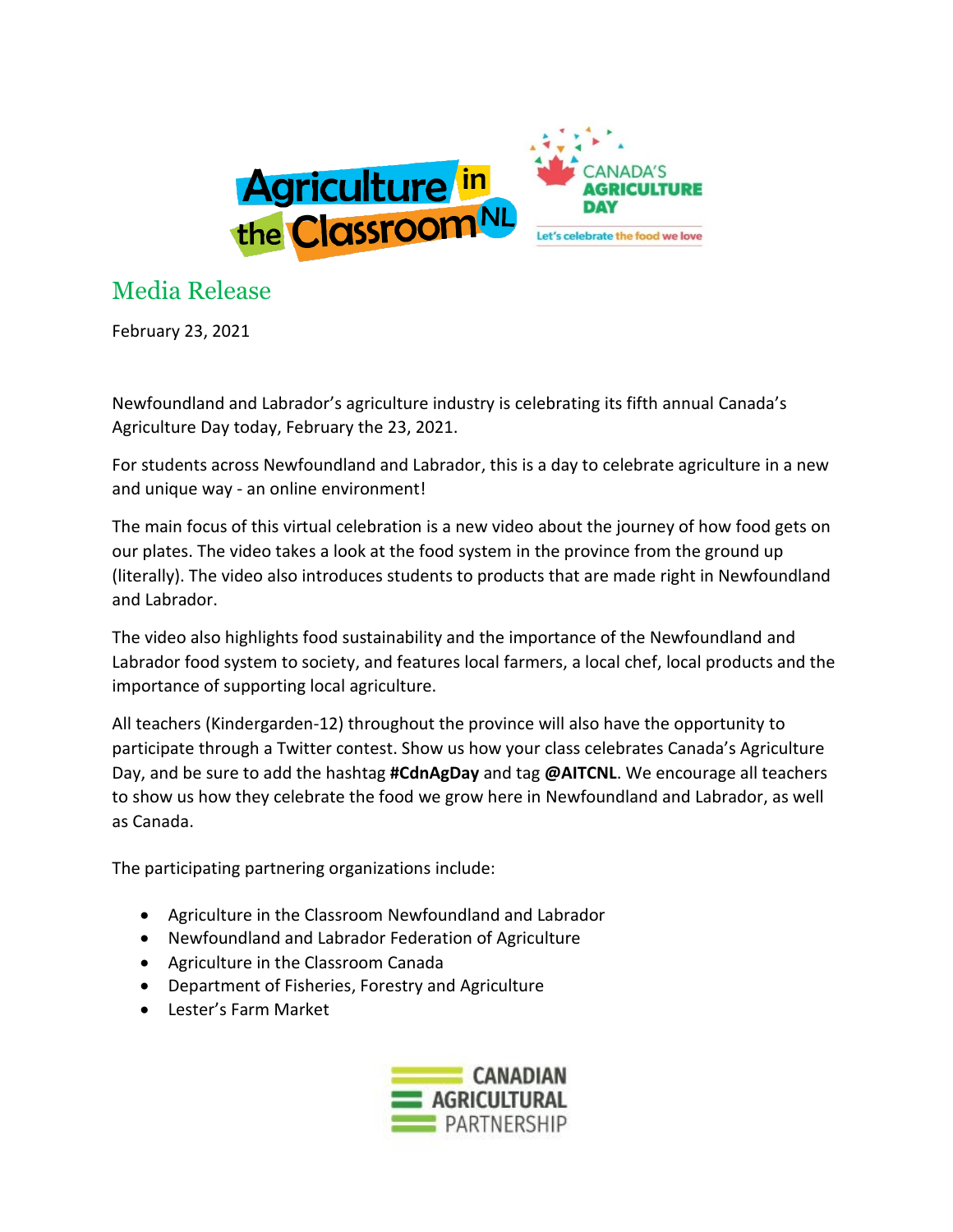# Media Release

February 23, 2021

Newfoundland and Labrador's agriculture industry is celebrating its fifth annual Canada's Agriculture Day today, February the 23, 2021.

For students across Newfoundland and Labrador, this is a day to celebrate agriculture in a new and unique way - an online environment!

The main focus of this virtual celebration is a new video about the journey of how food gets on our plates. The video takes a look at the food system in the province from the ground up (literally). The video also introduces students to products that are made right in Newfoundland and Labrador.

The video also highlights food sustainability and the importance of the Newfoundland and Labrador food system to society, and features local farmers, a local chef, local products and the importance of supporting local agriculture.

All teachers (Kindergarden-12) throughout the province will also have the opportunity to participate through a Twitter contest. Show us how your class celebrates Canada's Agriculture Day, and be sure to add the hashtag **#CdnAgDay** and tag **@AITCNL**. We encourage all teachers to show us how they celebrate the food we grow here in Newfoundland and Labrador, as well as Canada.

The participating partnering organizations include:

- Agriculture in the Classroom Newfoundland and Labrador
- Newfoundland and Labrador Federation of Agriculture
- Agriculture in the Classroom Canada
- Department of Fisheries, Forestry and Agriculture
- Lester's Farm Market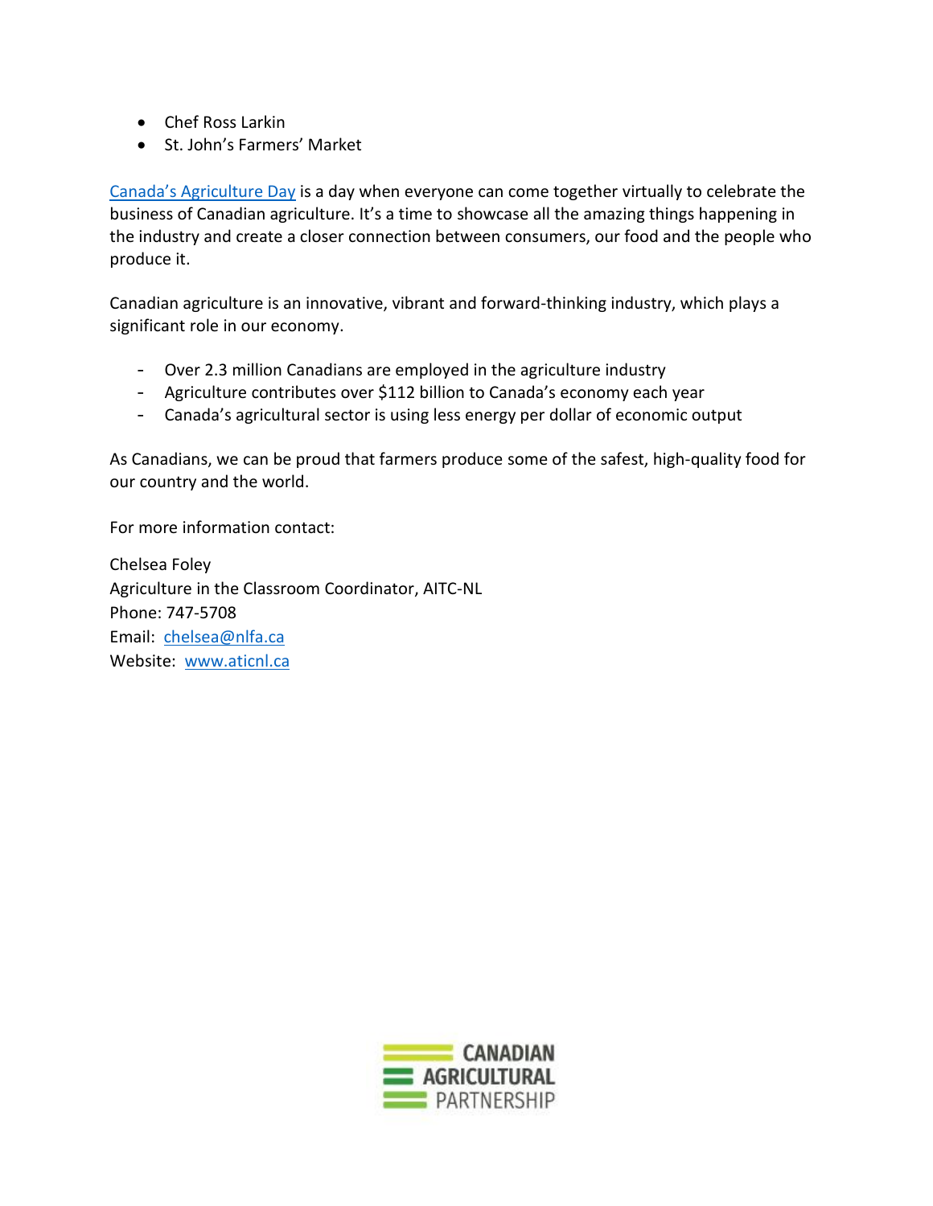- Chef Ross Larkin
- St. John's Farmers' Market

[Canada's Agriculture Day](https://) is a day when everyone can come together virtually to celebrate the business of Canadian agriculture. It's a time to showcase all the amazing things happening in the industry and create a closer connection between consumers, our food and the people who produce it.

Canadian agriculture is an innovative, vibrant and forward-thinking industry, which plays a significant role in our economy.

- Over 2.3 million Canadians are employed in the agriculture industry
- Agriculture contributes over $112 billion to Canada's economy each year
- Canada's agricultural sector is using less energy per dollar of economic output

As Canadians, we can be proud that farmers produce some of the safest, high-quality food for our country and the world.

For more information contact:

Chelsea Foley
Agriculture in the Classroom Coordinator, AITC-NL
Phone: 747-5708
Email: chelsea@nlfa.ca
Website: www.aticnl.ca

CANADIAN
AGRICULTURAL
PARTNERSHIP